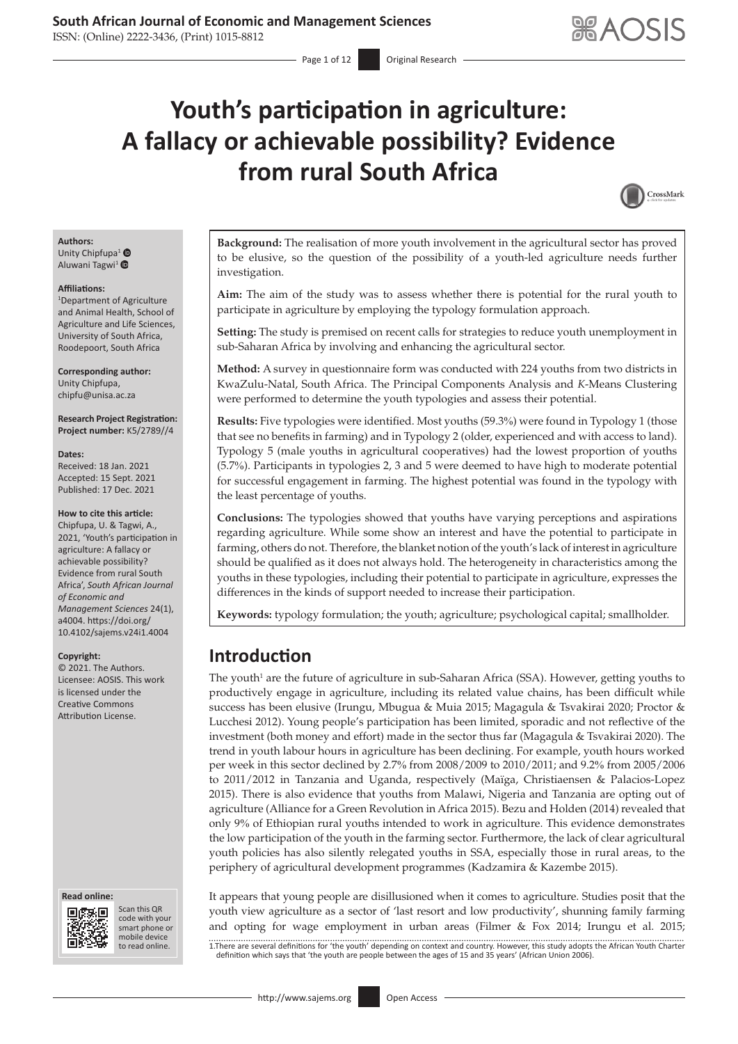# Youth's participation in agriculture: A fallacy or achievable possibility? Evidence from rural South Africa

**Authors:**
Unity Chipfupa[1]
Aluwani Tagwi[1]

**Affiliations:**
[1]Department of Agriculture and Animal Health, School of Agriculture and Life Sciences, University of South Africa, Roodepoort, South Africa

**Corresponding author:**
Unity Chipfupa,
chipfu@unisa.ac.za

**Research Project Registration:**
**Project number:** K5/2789//4

**Dates:**
Received: 18 Jan. 2021
Accepted: 15 Sept. 2021
Published: 17 Dec. 2021

**How to cite this article:**
Chipfupa, U. & Tagwi, A., 2021, 'Youth's participation in agriculture: A fallacy or achievable possibility? Evidence from rural South Africa', *South African Journal of Economic and Management Sciences* 24(1), a4004. https://doi.org/10.4102/sajems.v24i1.4004

**Copyright:**
© 2021. The Authors. Licensee: AOSIS. This work is licensed under the Creative Commons Attribution License.

**Background:** The realisation of more youth involvement in the agricultural sector has proved to be elusive, so the question of the possibility of a youth-led agriculture needs further investigation.

**Aim:** The aim of the study was to assess whether there is potential for the rural youth to participate in agriculture by employing the typology formulation approach.

**Setting:** The study is premised on recent calls for strategies to reduce youth unemployment in sub-Saharan Africa by involving and enhancing the agricultural sector.

**Method:** A survey in questionnaire form was conducted with 224 youths from two districts in KwaZulu-Natal, South Africa. The Principal Components Analysis and *K*-Means Clustering were performed to determine the youth typologies and assess their potential.

**Results:** Five typologies were identified. Most youths (59.3%) were found in Typology 1 (those that see no benefits in farming) and in Typology 2 (older, experienced and with access to land). Typology 5 (male youths in agricultural cooperatives) had the lowest proportion of youths (5.7%). Participants in typologies 2, 3 and 5 were deemed to have high to moderate potential for successful engagement in farming. The highest potential was found in the typology with the least percentage of youths.

**Conclusions:** The typologies showed that youths have varying perceptions and aspirations regarding agriculture. While some show an interest and have the potential to participate in farming, others do not. Therefore, the blanket notion of the youth's lack of interest in agriculture should be qualified as it does not always hold. The heterogeneity in characteristics among the youths in these typologies, including their potential to participate in agriculture, expresses the differences in the kinds of support needed to increase their participation.

**Keywords:** typology formulation; the youth; agriculture; psychological capital; smallholder.

## Introduction

The youth[1] are the future of agriculture in sub-Saharan Africa (SSA). However, getting youths to productively engage in agriculture, including its related value chains, has been difficult while success has been elusive (Irungu, Mbugua & Muia 2015; Magagula & Tsvakirai 2020; Proctor & Lucchesi 2012). Young people's participation has been limited, sporadic and not reflective of the investment (both money and effort) made in the sector thus far (Magagula & Tsvakirai 2020). The trend in youth labour hours in agriculture has been declining. For example, youth hours worked per week in this sector declined by 2.7% from 2008/2009 to 2010/2011; and 9.2% from 2005/2006 to 2011/2012 in Tanzania and Uganda, respectively (Maïga, Christiaensen & Palacios-Lopez 2015). There is also evidence that youths from Malawi, Nigeria and Tanzania are opting out of agriculture (Alliance for a Green Revolution in Africa 2015). Bezu and Holden (2014) revealed that only 9% of Ethiopian rural youths intended to work in agriculture. This evidence demonstrates the low participation of the youth in the farming sector. Furthermore, the lack of clear agricultural youth policies has also silently relegated youths in SSA, especially those in rural areas, to the periphery of agricultural development programmes (Kadzamira & Kazembe 2015).

It appears that young people are disillusioned when it comes to agriculture. Studies posit that the youth view agriculture as a sector of 'last resort and low productivity', shunning family farming and opting for wage employment in urban areas (Filmer & Fox 2014; Irungu et al. 2015;

1.There are several definitions for 'the youth' depending on context and country. However, this study adopts the African Youth Charter definition which says that 'the youth are people between the ages of 15 and 35 years' (African Union 2006).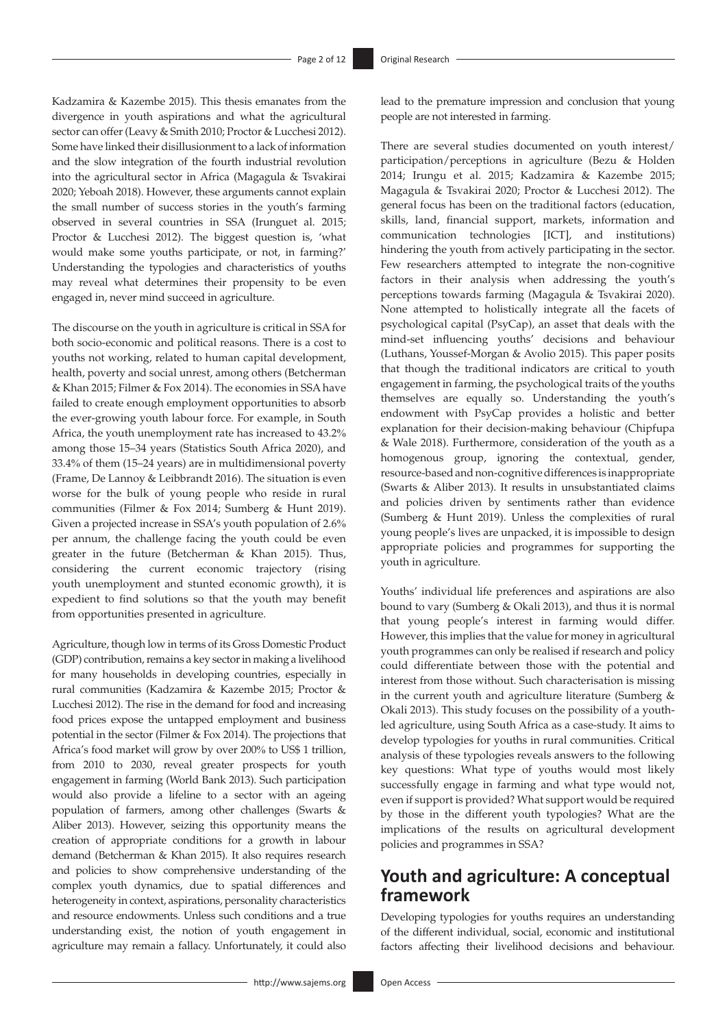Kadzamira & Kazembe 2015). This thesis emanates from the divergence in youth aspirations and what the agricultural sector can offer (Leavy & Smith 2010; Proctor & Lucchesi 2012). Some have linked their disillusionment to a lack of information and the slow integration of the fourth industrial revolution into the agricultural sector in Africa (Magagula & Tsvakirai 2020; Yeboah 2018). However, these arguments cannot explain the small number of success stories in the youth's farming observed in several countries in SSA (Irunguet al. 2015; Proctor & Lucchesi 2012). The biggest question is, 'what would make some youths participate, or not, in farming?' Understanding the typologies and characteristics of youths may reveal what determines their propensity to be even engaged in, never mind succeed in agriculture.

The discourse on the youth in agriculture is critical in SSA for both socio-economic and political reasons. There is a cost to youths not working, related to human capital development, health, poverty and social unrest, among others (Betcherman & Khan 2015; Filmer & Fox 2014). The economies in SSA have failed to create enough employment opportunities to absorb the ever-growing youth labour force. For example, in South Africa, the youth unemployment rate has increased to 43.2% among those 15–34 years (Statistics South Africa 2020), and 33.4% of them (15–24 years) are in multidimensional poverty (Frame, De Lannoy & Leibbrandt 2016). The situation is even worse for the bulk of young people who reside in rural communities (Filmer & Fox 2014; Sumberg & Hunt 2019). Given a projected increase in SSA's youth population of 2.6% per annum, the challenge facing the youth could be even greater in the future (Betcherman & Khan 2015). Thus, considering the current economic trajectory (rising youth unemployment and stunted economic growth), it is expedient to find solutions so that the youth may benefit from opportunities presented in agriculture.

Agriculture, though low in terms of its Gross Domestic Product (GDP) contribution, remains a key sector in making a livelihood for many households in developing countries, especially in rural communities (Kadzamira & Kazembe 2015; Proctor & Lucchesi 2012). The rise in the demand for food and increasing food prices expose the untapped employment and business potential in the sector (Filmer & Fox 2014). The projections that Africa's food market will grow by over 200% to US$ 1 trillion, from 2010 to 2030, reveal greater prospects for youth engagement in farming (World Bank 2013). Such participation would also provide a lifeline to a sector with an ageing population of farmers, among other challenges (Swarts & Aliber 2013). However, seizing this opportunity means the creation of appropriate conditions for a growth in labour demand (Betcherman & Khan 2015). It also requires research and policies to show comprehensive understanding of the complex youth dynamics, due to spatial differences and heterogeneity in context, aspirations, personality characteristics and resource endowments. Unless such conditions and a true understanding exist, the notion of youth engagement in agriculture may remain a fallacy. Unfortunately, it could also lead to the premature impression and conclusion that young people are not interested in farming.

There are several studies documented on youth interest/participation/perceptions in agriculture (Bezu & Holden 2014; Irungu et al. 2015; Kadzamira & Kazembe 2015; Magagula & Tsvakirai 2020; Proctor & Lucchesi 2012). The general focus has been on the traditional factors (education, skills, land, financial support, markets, information and communication technologies [ICT], and institutions) hindering the youth from actively participating in the sector. Few researchers attempted to integrate the non-cognitive factors in their analysis when addressing the youth's perceptions towards farming (Magagula & Tsvakirai 2020). None attempted to holistically integrate all the facets of psychological capital (PsyCap), an asset that deals with the mind-set influencing youths' decisions and behaviour (Luthans, Youssef-Morgan & Avolio 2015). This paper posits that though the traditional indicators are critical to youth engagement in farming, the psychological traits of the youths themselves are equally so. Understanding the youth's endowment with PsyCap provides a holistic and better explanation for their decision-making behaviour (Chipfupa & Wale 2018). Furthermore, consideration of the youth as a homogenous group, ignoring the contextual, gender, resource-based and non-cognitive differences is inappropriate (Swarts & Aliber 2013). It results in unsubstantiated claims and policies driven by sentiments rather than evidence (Sumberg & Hunt 2019). Unless the complexities of rural young people's lives are unpacked, it is impossible to design appropriate policies and programmes for supporting the youth in agriculture.

Youths' individual life preferences and aspirations are also bound to vary (Sumberg & Okali 2013), and thus it is normal that young people's interest in farming would differ. However, this implies that the value for money in agricultural youth programmes can only be realised if research and policy could differentiate between those with the potential and interest from those without. Such characterisation is missing in the current youth and agriculture literature (Sumberg & Okali 2013). This study focuses on the possibility of a youth-led agriculture, using South Africa as a case-study. It aims to develop typologies for youths in rural communities. Critical analysis of these typologies reveals answers to the following key questions: What type of youths would most likely successfully engage in farming and what type would not, even if support is provided? What support would be required by those in the different youth typologies? What are the implications of the results on agricultural development policies and programmes in SSA?

## Youth and agriculture: A conceptual framework

Developing typologies for youths requires an understanding of the different individual, social, economic and institutional factors affecting their livelihood decisions and behaviour.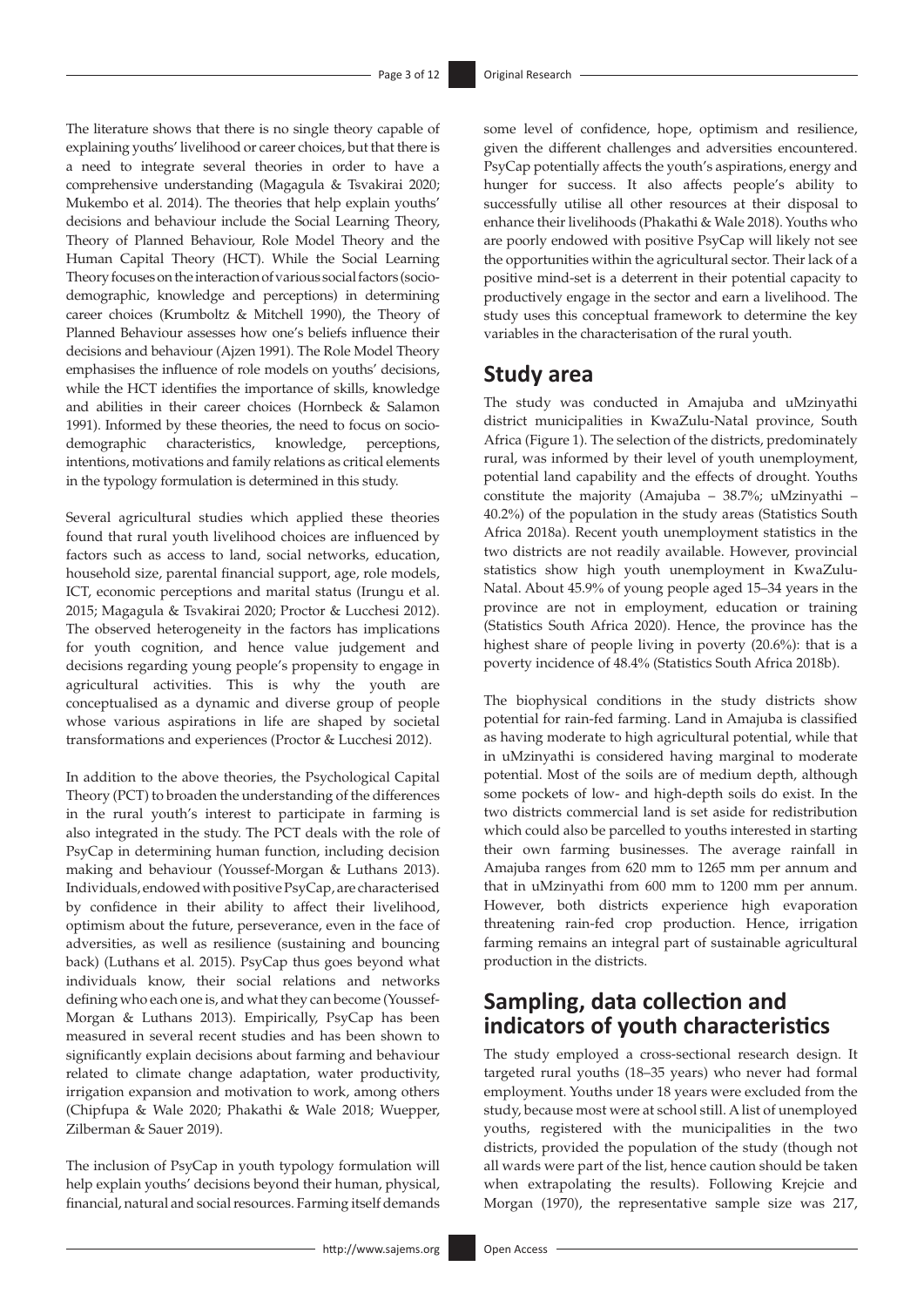The literature shows that there is no single theory capable of explaining youths' livelihood or career choices, but that there is a need to integrate several theories in order to have a comprehensive understanding (Magagula & Tsvakirai 2020; Mukembo et al. 2014). The theories that help explain youths' decisions and behaviour include the Social Learning Theory, Theory of Planned Behaviour, Role Model Theory and the Human Capital Theory (HCT). While the Social Learning Theory focuses on the interaction of various social factors (socio-demographic, knowledge and perceptions) in determining career choices (Krumboltz & Mitchell 1990), the Theory of Planned Behaviour assesses how one's beliefs influence their decisions and behaviour (Ajzen 1991). The Role Model Theory emphasises the influence of role models on youths' decisions, while the HCT identifies the importance of skills, knowledge and abilities in their career choices (Hornbeck & Salamon 1991). Informed by these theories, the need to focus on socio-demographic characteristics, knowledge, perceptions, intentions, motivations and family relations as critical elements in the typology formulation is determined in this study.

Several agricultural studies which applied these theories found that rural youth livelihood choices are influenced by factors such as access to land, social networks, education, household size, parental financial support, age, role models, ICT, economic perceptions and marital status (Irungu et al. 2015; Magagula & Tsvakirai 2020; Proctor & Lucchesi 2012). The observed heterogeneity in the factors has implications for youth cognition, and hence value judgement and decisions regarding young people's propensity to engage in agricultural activities. This is why the youth are conceptualised as a dynamic and diverse group of people whose various aspirations in life are shaped by societal transformations and experiences (Proctor & Lucchesi 2012).

In addition to the above theories, the Psychological Capital Theory (PCT) to broaden the understanding of the differences in the rural youth's interest to participate in farming is also integrated in the study. The PCT deals with the role of PsyCap in determining human function, including decision making and behaviour (Youssef-Morgan & Luthans 2013). Individuals, endowed with positive PsyCap, are characterised by confidence in their ability to affect their livelihood, optimism about the future, perseverance, even in the face of adversities, as well as resilience (sustaining and bouncing back) (Luthans et al. 2015). PsyCap thus goes beyond what individuals know, their social relations and networks defining who each one is, and what they can become (Youssef-Morgan & Luthans 2013). Empirically, PsyCap has been measured in several recent studies and has been shown to significantly explain decisions about farming and behaviour related to climate change adaptation, water productivity, irrigation expansion and motivation to work, among others (Chipfupa & Wale 2020; Phakathi & Wale 2018; Wuepper, Zilberman & Sauer 2019).

The inclusion of PsyCap in youth typology formulation will help explain youths' decisions beyond their human, physical, financial, natural and social resources. Farming itself demands some level of confidence, hope, optimism and resilience, given the different challenges and adversities encountered. PsyCap potentially affects the youth's aspirations, energy and hunger for success. It also affects people's ability to successfully utilise all other resources at their disposal to enhance their livelihoods (Phakathi & Wale 2018). Youths who are poorly endowed with positive PsyCap will likely not see the opportunities within the agricultural sector. Their lack of a positive mind-set is a deterrent in their potential capacity to productively engage in the sector and earn a livelihood. The study uses this conceptual framework to determine the key variables in the characterisation of the rural youth.

## Study area

The study was conducted in Amajuba and uMzinyathi district municipalities in KwaZulu-Natal province, South Africa (Figure 1). The selection of the districts, predominately rural, was informed by their level of youth unemployment, potential land capability and the effects of drought. Youths constitute the majority (Amajuba – 38.7%; uMzinyathi – 40.2%) of the population in the study areas (Statistics South Africa 2018a). Recent youth unemployment statistics in the two districts are not readily available. However, provincial statistics show high youth unemployment in KwaZulu-Natal. About 45.9% of young people aged 15–34 years in the province are not in employment, education or training (Statistics South Africa 2020). Hence, the province has the highest share of people living in poverty (20.6%): that is a poverty incidence of 48.4% (Statistics South Africa 2018b).

The biophysical conditions in the study districts show potential for rain-fed farming. Land in Amajuba is classified as having moderate to high agricultural potential, while that in uMzinyathi is considered having marginal to moderate potential. Most of the soils are of medium depth, although some pockets of low- and high-depth soils do exist. In the two districts commercial land is set aside for redistribution which could also be parcelled to youths interested in starting their own farming businesses. The average rainfall in Amajuba ranges from 620 mm to 1265 mm per annum and that in uMzinyathi from 600 mm to 1200 mm per annum. However, both districts experience high evaporation threatening rain-fed crop production. Hence, irrigation farming remains an integral part of sustainable agricultural production in the districts.

## Sampling, data collection and indicators of youth characteristics

The study employed a cross-sectional research design. It targeted rural youths (18–35 years) who never had formal employment. Youths under 18 years were excluded from the study, because most were at school still. A list of unemployed youths, registered with the municipalities in the two districts, provided the population of the study (though not all wards were part of the list, hence caution should be taken when extrapolating the results). Following Krejcie and Morgan (1970), the representative sample size was 217,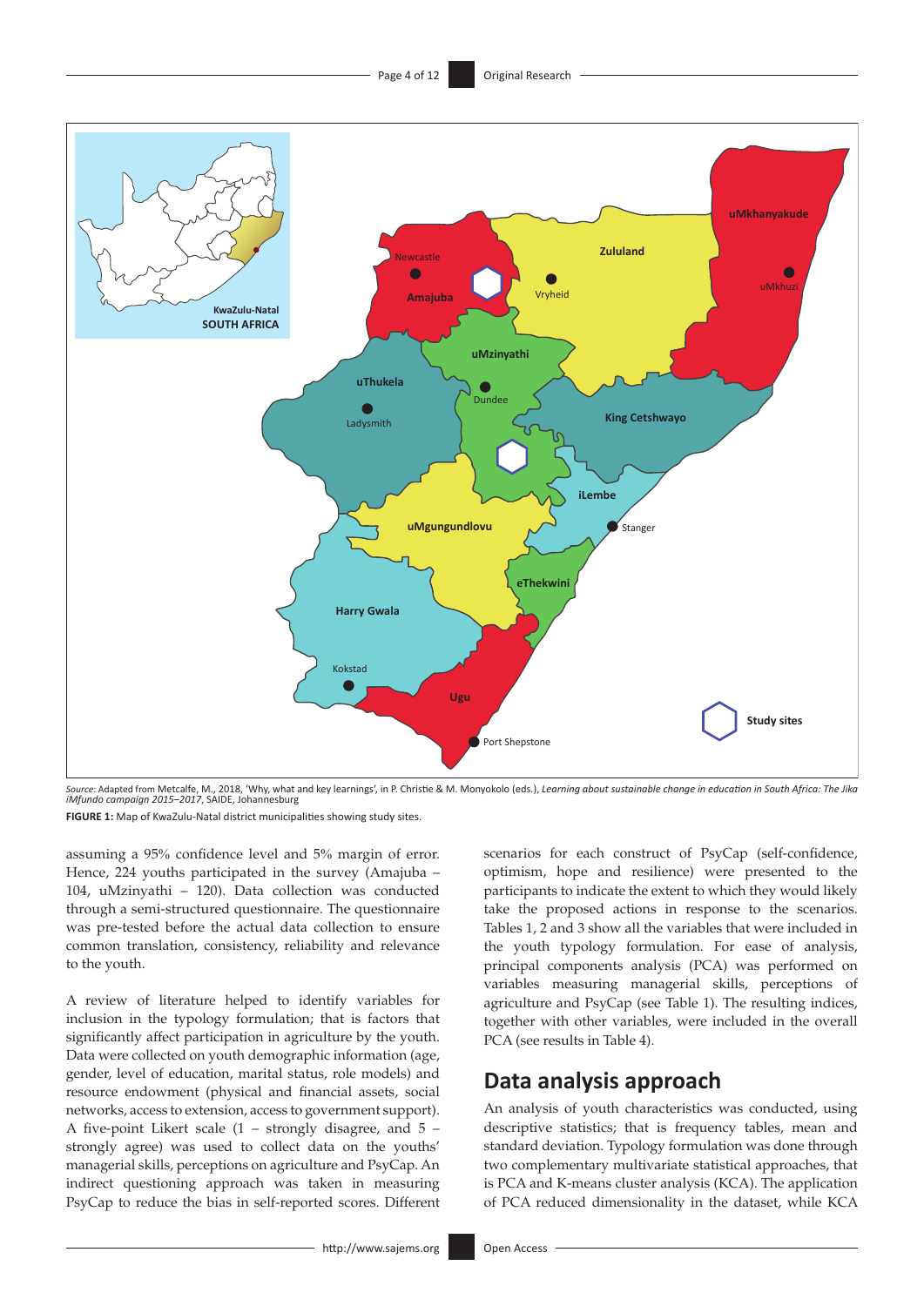*Source*: Adapted from Metcalfe, M., 2018, 'Why, what and key learnings', in P. Christie & M. Monyokolo (eds.), *Learning about sustainable change in education in South Africa: The Jika iMfundo campaign 2015–2017*, SAIDE, Johannesburg

**FIGURE 1:** Map of KwaZulu-Natal district municipalities showing study sites.

assuming a 95% confidence level and 5% margin of error. Hence, 224 youths participated in the survey (Amajuba – 104, uMzinyathi – 120). Data collection was conducted through a semi-structured questionnaire. The questionnaire was pre-tested before the actual data collection to ensure common translation, consistency, reliability and relevance to the youth.

A review of literature helped to identify variables for inclusion in the typology formulation; that is factors that significantly affect participation in agriculture by the youth. Data were collected on youth demographic information (age, gender, level of education, marital status, role models) and resource endowment (physical and financial assets, social networks, access to extension, access to government support). A five-point Likert scale (1 – strongly disagree, and 5 – strongly agree) was used to collect data on the youths' managerial skills, perceptions on agriculture and PsyCap. An indirect questioning approach was taken in measuring PsyCap to reduce the bias in self-reported scores. Different scenarios for each construct of PsyCap (self-confidence, optimism, hope and resilience) were presented to the participants to indicate the extent to which they would likely take the proposed actions in response to the scenarios. Tables 1, 2 and 3 show all the variables that were included in the youth typology formulation. For ease of analysis, principal components analysis (PCA) was performed on variables measuring managerial skills, perceptions of agriculture and PsyCap (see Table 1). The resulting indices, together with other variables, were included in the overall PCA (see results in Table 4).

## Data analysis approach

An analysis of youth characteristics was conducted, using descriptive statistics; that is frequency tables, mean and standard deviation. Typology formulation was done through two complementary multivariate statistical approaches, that is PCA and K-means cluster analysis (KCA). The application of PCA reduced dimensionality in the dataset, while KCA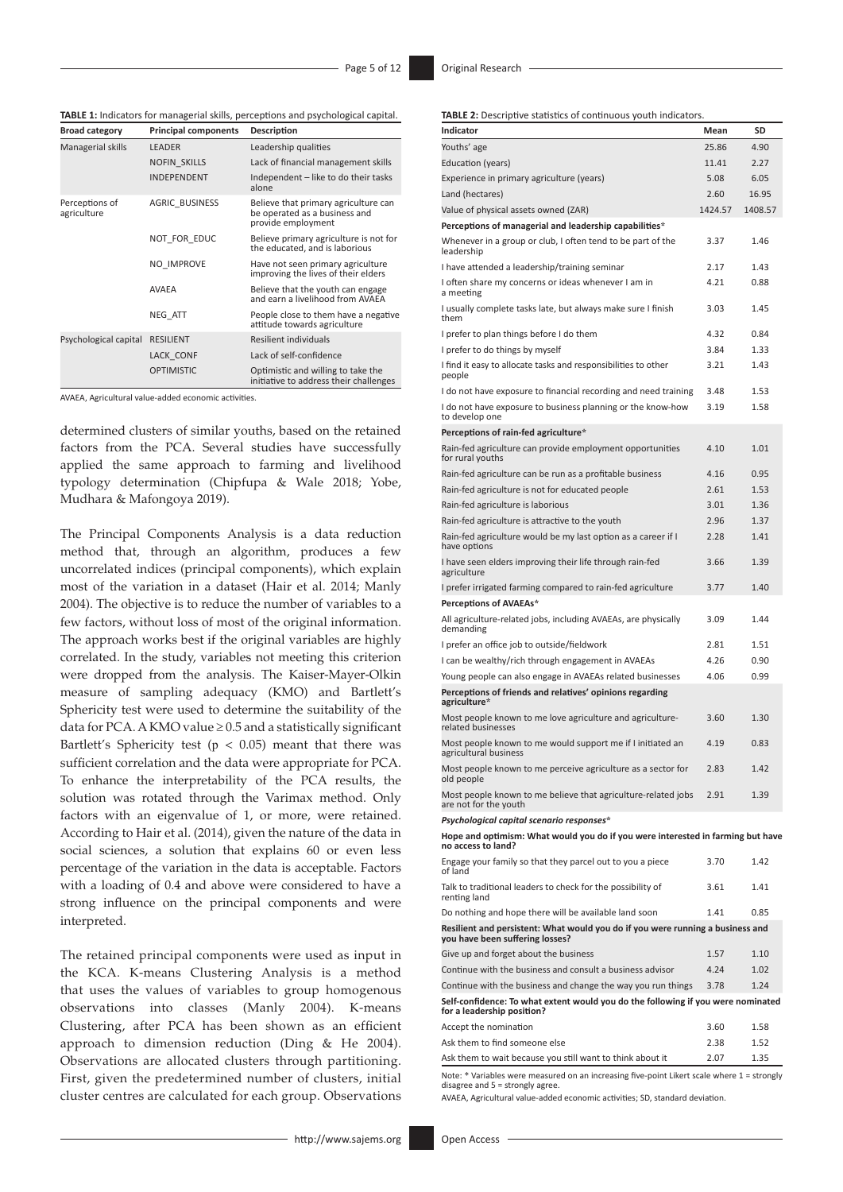**TABLE 1:** Indicators for managerial skills, perceptions and psychological capital.

| Broad category | Principal components | Description |
|---|---|---|
| Managerial skills | LEADER | Leadership qualities |
| | NOFIN_SKILLS | Lack of financial management skills |
| | INDEPENDENT | Independent – like to do their tasks alone |
| Perceptions of agriculture | AGRIC_BUSINESS | Believe that primary agriculture can be operated as a business and provide employment |
| | NOT_FOR_EDUC | Believe primary agriculture is not for the educated, and is laborious |
| | NO_IMPROVE | Have not seen primary agriculture improving the lives of their elders |
| | AVAEA | Believe that the youth can engage and earn a livelihood from AVAEA |
| | NEG_ATT | People close to them have a negative attitude towards agriculture |
| Psychological capital | RESILIENT | Resilient individuals |
| | LACK_CONF | Lack of self-confidence |
| | OPTIMISTIC | Optimistic and willing to take the initiative to address their challenges |

AVAEA, Agricultural value-added economic activities.

determined clusters of similar youths, based on the retained factors from the PCA. Several studies have successfully applied the same approach to farming and livelihood typology determination (Chipfupa & Wale 2018; Yobe, Mudhara & Mafongoya 2019).

The Principal Components Analysis is a data reduction method that, through an algorithm, produces a few uncorrelated indices (principal components), which explain most of the variation in a dataset (Hair et al. 2014; Manly 2004). The objective is to reduce the number of variables to a few factors, without loss of most of the original information. The approach works best if the original variables are highly correlated. In the study, variables not meeting this criterion were dropped from the analysis. The Kaiser-Mayer-Olkin measure of sampling adequacy (KMO) and Bartlett's Sphericity test were used to determine the suitability of the data for PCA. A KMO value $\geq 0.5$ and a statistically significant Bartlett's Sphericity test ($p < 0.05$) meant that there was sufficient correlation and the data were appropriate for PCA. To enhance the interpretability of the PCA results, the solution was rotated through the Varimax method. Only factors with an eigenvalue of 1, or more, were retained. According to Hair et al. (2014), given the nature of the data in social sciences, a solution that explains 60 or even less percentage of the variation in the data is acceptable. Factors with a loading of 0.4 and above were considered to have a strong influence on the principal components and were interpreted.

The retained principal components were used as input in the KCA. K-means Clustering Analysis is a method that uses the values of variables to group homogenous observations into classes (Manly 2004). K-means Clustering, after PCA has been shown as an efficient approach to dimension reduction (Ding & He 2004). Observations are allocated clusters through partitioning. First, given the predetermined number of clusters, initial cluster centres are calculated for each group. Observations

**TABLE 2:** Descriptive statistics of continuous youth indicators.

| Indicator | Mean | SD |
|---|---|---|
| Youths' age | 25.86 | 4.90 |
| Education (years) | 11.41 | 2.27 |
| Experience in primary agriculture (years) | 5.08 | 6.05 |
| Land (hectares) | 2.60 | 16.95 |
| Value of physical assets owned (ZAR) | 1424.57 | 1408.57 |
| **Perceptions of managerial and leadership capabilities*** | | |
| Whenever in a group or club, I often tend to be part of the leadership | 3.37 | 1.46 |
| I have attended a leadership/training seminar | 2.17 | 1.43 |
| I often share my concerns or ideas whenever I am in a meeting | 4.21 | 0.88 |
| I usually complete tasks late, but always make sure I finish them | 3.03 | 1.45 |
| I prefer to plan things before I do them | 4.32 | 0.84 |
| I prefer to do things by myself | 3.84 | 1.33 |
| I find it easy to allocate tasks and responsibilities to other people | 3.21 | 1.43 |
| I do not have exposure to financial recording and need training | 3.48 | 1.53 |
| I do not have exposure to business planning or the know-how to develop one | 3.19 | 1.58 |
| **Perceptions of rain-fed agriculture*** | | |
| Rain-fed agriculture can provide employment opportunities for rural youths | 4.10 | 1.01 |
| Rain-fed agriculture can be run as a profitable business | 4.16 | 0.95 |
| Rain-fed agriculture is not for educated people | 2.61 | 1.53 |
| Rain-fed agriculture is laborious | 3.01 | 1.36 |
| Rain-fed agriculture is attractive to the youth | 2.96 | 1.37 |
| Rain-fed agriculture would be my last option as a career if I have options | 2.28 | 1.41 |
| I have seen elders improving their life through rain-fed agriculture | 3.66 | 1.39 |
| I prefer irrigated farming compared to rain-fed agriculture | 3.77 | 1.40 |
| **Perceptions of AVAEAs*** | | |
| All agriculture-related jobs, including AVAEAs, are physically demanding | 3.09 | 1.44 |
| I prefer an office job to outside/fieldwork | 2.81 | 1.51 |
| I can be wealthy/rich through engagement in AVAEAs | 4.26 | 0.90 |
| Young people can also engage in AVAEAs related businesses | 4.06 | 0.99 |
| **Perceptions of friends and relatives' opinions regarding agriculture*** | | |
| Most people known to me love agriculture and agriculture-related businesses | 3.60 | 1.30 |
| Most people known to me would support me if I initiated an agricultural business | 4.19 | 0.83 |
| Most people known to me perceive agriculture as a sector for old people | 2.83 | 1.42 |
| Most people known to me believe that agriculture-related jobs are not for the youth | 2.91 | 1.39 |
| ***Psychological capital scenario responses**** | | |
| **Hope and optimism: What would you do if you were interested in farming but have no access to land?** | | |
| Engage your family so that they parcel out to you a piece of land | 3.70 | 1.42 |
| Talk to traditional leaders to check for the possibility of renting land | 3.61 | 1.41 |
| Do nothing and hope there will be available land soon | 1.41 | 0.85 |
| **Resilient and persistent: What would you do if you were running a business and you have been suffering losses?** | | |
| Give up and forget about the business | 1.57 | 1.10 |
| Continue with the business and consult a business advisor | 4.24 | 1.02 |
| Continue with the business and change the way you run things | 3.78 | 1.24 |
| **Self-confidence: To what extent would you do the following if you were nominated for a leadership position?** | | |
| Accept the nomination | 3.60 | 1.58 |
| Ask them to find someone else | 2.38 | 1.52 |
| Ask them to wait because you still want to think about it | 2.07 | 1.35 |

Note: * Variables were measured on an increasing five-point Likert scale where 1 = strongly disagree and 5 = strongly agree.

AVAEA, Agricultural value-added economic activities; SD, standard deviation.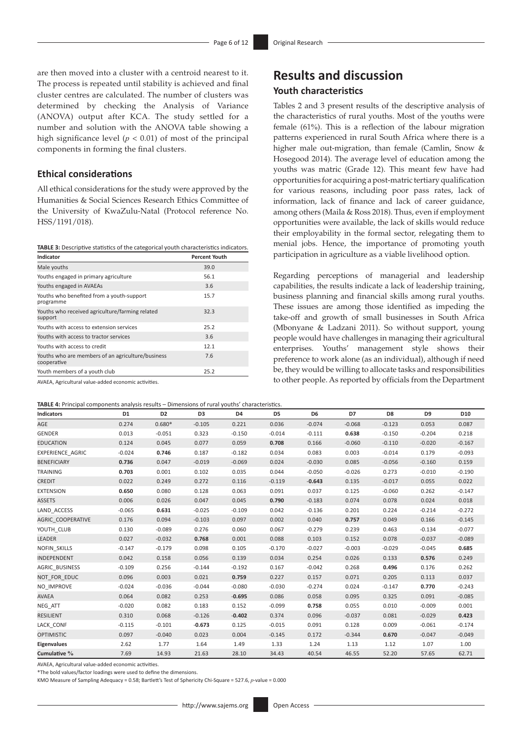are then moved into a cluster with a centroid nearest to it. The process is repeated until stability is achieved and final cluster centres are calculated. The number of clusters was determined by checking the Analysis of Variance (ANOVA) output after KCA. The study settled for a number and solution with the ANOVA table showing a high significance level ($p < 0.01$) of most of the principal components in forming the final clusters.

### Ethical considerations

All ethical considerations for the study were approved by the Humanities & Social Sciences Research Ethics Committee of the University of KwaZulu-Natal (Protocol reference No. HSS/1191/018).

**TABLE 3:** Descriptive statistics of the categorical youth characteristics indicators.

| Indicator | Percent Youth |
|---|---|
| Male youths | 39.0 |
| Youths engaged in primary agriculture | 56.1 |
| Youths engaged in AVAEAs | 3.6 |
| Youths who benefited from a youth-support programme | 15.7 |
| Youths who received agriculture/farming related support | 32.3 |
| Youths with access to extension services | 25.2 |
| Youths with access to tractor services | 3.6 |
| Youths with access to credit | 12.1 |
| Youths who are members of an agriculture/business cooperative | 7.6 |
| Youth members of a youth club | 25.2 |

AVAEA, Agricultural value-added economic activities.

## Results and discussion

### Youth characteristics

Tables 2 and 3 present results of the descriptive analysis of the characteristics of rural youths. Most of the youths were female (61%). This is a reflection of the labour migration patterns experienced in rural South Africa where there is a higher male out-migration, than female (Camlin, Snow & Hosegood 2014). The average level of education among the youths was matric (Grade 12). This meant few have had opportunities for acquiring a post-matric tertiary qualification for various reasons, including poor pass rates, lack of information, lack of finance and lack of career guidance, among others (Maila & Ross 2018). Thus, even if employment opportunities were available, the lack of skills would reduce their employability in the formal sector, relegating them to menial jobs. Hence, the importance of promoting youth participation in agriculture as a viable livelihood option.

Regarding perceptions of managerial and leadership capabilities, the results indicate a lack of leadership training, business planning and financial skills among rural youths. These issues are among those identified as impeding the take-off and growth of small businesses in South Africa (Mbonyane & Ladzani 2011). So without support, young people would have challenges in managing their agricultural enterprises. Youths' management style shows their preference to work alone (as an individual), although if need be, they would be willing to allocate tasks and responsibilities to other people. As reported by officials from the Department

**TABLE 4:** Principal components analysis results – Dimensions of rural youths' characteristics.

| Indicators | D1 | D2 | D3 | D4 | D5 | D6 | D7 | D8 | D9 | D10 |
|---|---|---|---|---|---|---|---|---|---|---|
| AGE | 0.274 | 0.680* | -0.105 | 0.221 | 0.036 | -0.074 | -0.068 | -0.123 | 0.053 | 0.087 |
| GENDER | 0.013 | -0.051 | 0.323 | -0.150 | -0.014 | -0.111 | **0.638** | -0.150 | -0.204 | 0.218 |
| EDUCATION | 0.124 | 0.045 | 0.077 | 0.059 | **0.708** | 0.166 | -0.060 | -0.110 | -0.020 | -0.167 |
| EXPERIENCE_AGRIC | -0.024 | **0.746** | 0.187 | -0.182 | 0.034 | 0.083 | 0.003 | -0.014 | 0.179 | -0.093 |
| BENEFICIARY | **0.736** | 0.047 | -0.019 | -0.069 | 0.024 | -0.030 | 0.085 | -0.056 | -0.160 | 0.159 |
| TRAINING | **0.703** | 0.001 | 0.102 | 0.035 | 0.044 | -0.050 | -0.026 | 0.273 | -0.010 | -0.190 |
| CREDIT | 0.022 | 0.249 | 0.272 | 0.116 | -0.119 | **-0.643** | 0.135 | -0.017 | 0.055 | 0.022 |
| EXTENSION | **0.650** | 0.080 | 0.128 | 0.063 | 0.091 | 0.037 | 0.125 | -0.060 | 0.262 | -0.147 |
| ASSETS | 0.006 | 0.026 | 0.047 | 0.045 | **0.790** | -0.183 | 0.074 | 0.078 | 0.024 | 0.018 |
| LAND_ACCESS | -0.065 | **0.631** | -0.025 | -0.109 | 0.042 | -0.136 | 0.201 | 0.224 | -0.214 | -0.272 |
| AGRIC_COOPERATIVE | 0.176 | 0.094 | -0.103 | 0.097 | 0.002 | 0.040 | **0.757** | 0.049 | 0.166 | -0.145 |
| YOUTH_CLUB | 0.130 | -0.089 | 0.276 | 0.060 | 0.067 | -0.279 | 0.239 | 0.463 | -0.134 | -0.077 |
| LEADER | 0.027 | -0.032 | **0.768** | 0.001 | 0.088 | 0.103 | 0.152 | 0.078 | -0.037 | -0.089 |
| NOFIN_SKILLS | -0.147 | -0.179 | 0.098 | 0.105 | -0.170 | -0.027 | -0.003 | -0.029 | -0.045 | **0.685** |
| INDEPENDENT | 0.042 | 0.158 | 0.056 | 0.139 | 0.034 | 0.254 | 0.026 | 0.133 | **0.576** | 0.249 |
| AGRIC_BUSINESS | -0.109 | 0.256 | -0.144 | -0.192 | 0.167 | -0.042 | 0.268 | **0.496** | 0.176 | 0.262 |
| NOT_FOR_EDUC | 0.096 | 0.003 | 0.021 | **0.759** | 0.227 | 0.157 | 0.071 | 0.205 | 0.113 | 0.037 |
| NO_IMPROVE | -0.024 | -0.036 | -0.044 | -0.080 | -0.030 | -0.274 | 0.024 | -0.147 | **0.770** | -0.243 |
| AVAEA | 0.064 | 0.082 | 0.253 | **-0.695** | 0.086 | 0.058 | 0.095 | 0.325 | 0.091 | -0.085 |
| NEG_ATT | -0.020 | 0.082 | 0.183 | 0.152 | -0.099 | **0.758** | 0.055 | 0.010 | -0.009 | 0.001 |
| RESILIENT | 0.310 | 0.068 | -0.126 | **-0.402** | 0.374 | 0.096 | -0.037 | 0.081 | -0.029 | **0.423** |
| LACK_CONF | -0.115 | -0.101 | **-0.673** | 0.125 | -0.015 | 0.091 | 0.128 | 0.009 | -0.061 | -0.174 |
| OPTIMISTIC | 0.097 | -0.040 | 0.023 | 0.004 | -0.145 | 0.172 | -0.344 | **0.670** | -0.047 | -0.049 |
| **Eigenvalues** | 2.62 | 1.77 | 1.64 | 1.49 | 1.33 | 1.24 | 1.13 | 1.12 | 1.07 | 1.00 |
| **Cumulative %** | 7.69 | 14.93 | 21.63 | 28.10 | 34.43 | 40.54 | 46.55 | 52.20 | 57.65 | 62.71 |

AVAEA, Agricultural value-added economic activities.

*The bold values/factor loadings were used to define the dimensions.

KMO Measure of Sampling Adequacy = 0.58; Bartlett's Test of Sphericity Chi-Square = 527.6, $p$-value = 0.000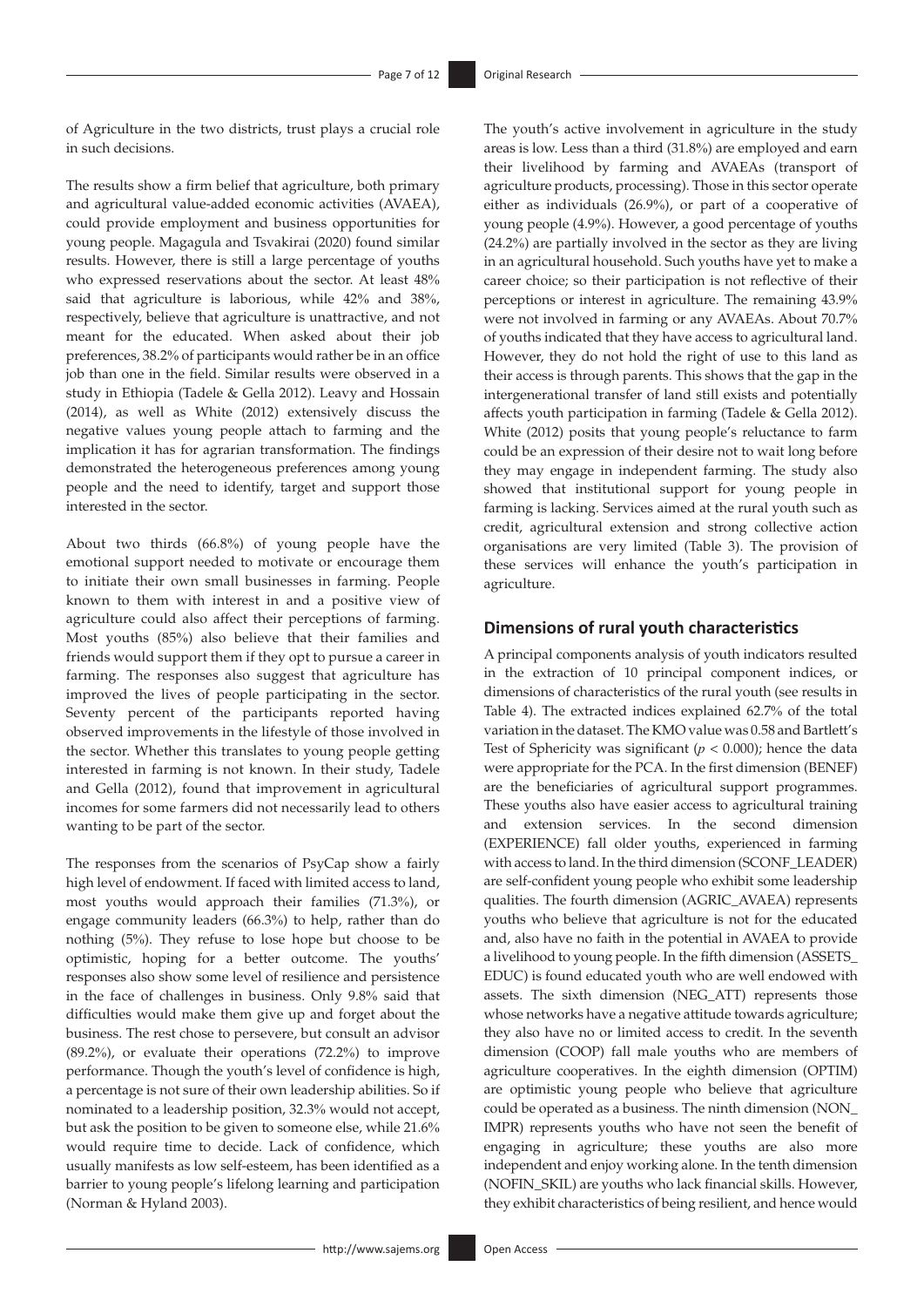of Agriculture in the two districts, trust plays a crucial role in such decisions.

The results show a firm belief that agriculture, both primary and agricultural value-added economic activities (AVAEA), could provide employment and business opportunities for young people. Magagula and Tsvakirai (2020) found similar results. However, there is still a large percentage of youths who expressed reservations about the sector. At least 48% said that agriculture is laborious, while 42% and 38%, respectively, believe that agriculture is unattractive, and not meant for the educated. When asked about their job preferences, 38.2% of participants would rather be in an office job than one in the field. Similar results were observed in a study in Ethiopia (Tadele & Gella 2012). Leavy and Hossain (2014), as well as White (2012) extensively discuss the negative values young people attach to farming and the implication it has for agrarian transformation. The findings demonstrated the heterogeneous preferences among young people and the need to identify, target and support those interested in the sector.

About two thirds (66.8%) of young people have the emotional support needed to motivate or encourage them to initiate their own small businesses in farming. People known to them with interest in and a positive view of agriculture could also affect their perceptions of farming. Most youths (85%) also believe that their families and friends would support them if they opt to pursue a career in farming. The responses also suggest that agriculture has improved the lives of people participating in the sector. Seventy percent of the participants reported having observed improvements in the lifestyle of those involved in the sector. Whether this translates to young people getting interested in farming is not known. In their study, Tadele and Gella (2012), found that improvement in agricultural incomes for some farmers did not necessarily lead to others wanting to be part of the sector.

The responses from the scenarios of PsyCap show a fairly high level of endowment. If faced with limited access to land, most youths would approach their families (71.3%), or engage community leaders (66.3%) to help, rather than do nothing (5%). They refuse to lose hope but choose to be optimistic, hoping for a better outcome. The youths' responses also show some level of resilience and persistence in the face of challenges in business. Only 9.8% said that difficulties would make them give up and forget about the business. The rest chose to persevere, but consult an advisor (89.2%), or evaluate their operations (72.2%) to improve performance. Though the youth's level of confidence is high, a percentage is not sure of their own leadership abilities. So if nominated to a leadership position, 32.3% would not accept, but ask the position to be given to someone else, while 21.6% would require time to decide. Lack of confidence, which usually manifests as low self-esteem, has been identified as a barrier to young people's lifelong learning and participation (Norman & Hyland 2003).

The youth's active involvement in agriculture in the study areas is low. Less than a third (31.8%) are employed and earn their livelihood by farming and AVAEAs (transport of agriculture products, processing). Those in this sector operate either as individuals (26.9%), or part of a cooperative of young people (4.9%). However, a good percentage of youths (24.2%) are partially involved in the sector as they are living in an agricultural household. Such youths have yet to make a career choice; so their participation is not reflective of their perceptions or interest in agriculture. The remaining 43.9% were not involved in farming or any AVAEAs. About 70.7% of youths indicated that they have access to agricultural land. However, they do not hold the right of use to this land as their access is through parents. This shows that the gap in the intergenerational transfer of land still exists and potentially affects youth participation in farming (Tadele & Gella 2012). White (2012) posits that young people's reluctance to farm could be an expression of their desire not to wait long before they may engage in independent farming. The study also showed that institutional support for young people in farming is lacking. Services aimed at the rural youth such as credit, agricultural extension and strong collective action organisations are very limited (Table 3). The provision of these services will enhance the youth's participation in agriculture.

## Dimensions of rural youth characteristics

A principal components analysis of youth indicators resulted in the extraction of 10 principal component indices, or dimensions of characteristics of the rural youth (see results in Table 4). The extracted indices explained 62.7% of the total variation in the dataset. The KMO value was 0.58 and Bartlett's Test of Sphericity was significant ($p < 0.000$); hence the data were appropriate for the PCA. In the first dimension (BENEF) are the beneficiaries of agricultural support programmes. These youths also have easier access to agricultural training and extension services. In the second dimension (EXPERIENCE) fall older youths, experienced in farming with access to land. In the third dimension (SCONF_LEADER) are self-confident young people who exhibit some leadership qualities. The fourth dimension (AGRIC_AVAEA) represents youths who believe that agriculture is not for the educated and, also have no faith in the potential in AVAEA to provide a livelihood to young people. In the fifth dimension (ASSETS_EDUC) is found educated youth who are well endowed with assets. The sixth dimension (NEG_ATT) represents those whose networks have a negative attitude towards agriculture; they also have no or limited access to credit. In the seventh dimension (COOP) fall male youths who are members of agriculture cooperatives. In the eighth dimension (OPTIM) are optimistic young people who believe that agriculture could be operated as a business. The ninth dimension (NON_IMPR) represents youths who have not seen the benefit of engaging in agriculture; these youths are also more independent and enjoy working alone. In the tenth dimension (NOFIN_SKIL) are youths who lack financial skills. However, they exhibit characteristics of being resilient, and hence would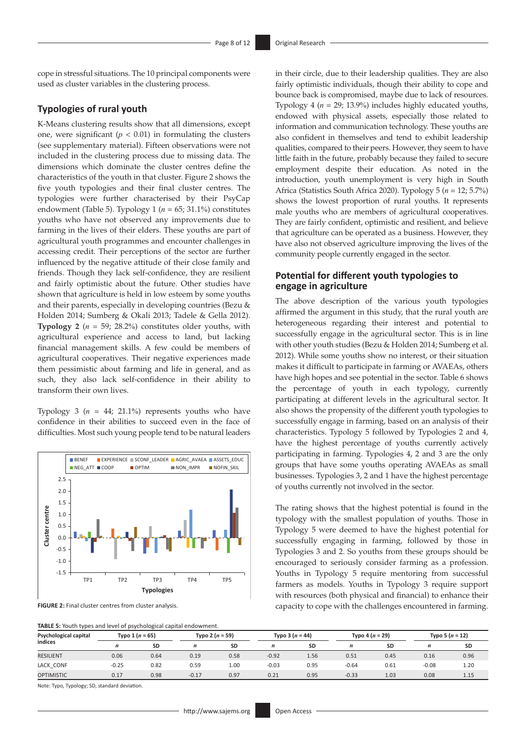cope in stressful situations. The 10 principal components were used as cluster variables in the clustering process.

## Typologies of rural youth

K-Means clustering results show that all dimensions, except one, were significant ($p < 0.01$) in formulating the clusters (see supplementary material). Fifteen observations were not included in the clustering process due to missing data. The dimensions which dominate the cluster centres define the characteristics of the youth in that cluster. Figure 2 shows the five youth typologies and their final cluster centres. The typologies were further characterised by their PsyCap endowment (Table 5). Typology 1 ($n$ = 65; 31.1%) constitutes youths who have not observed any improvements due to farming in the lives of their elders. These youths are part of agricultural youth programmes and encounter challenges in accessing credit. Their perceptions of the sector are further influenced by the negative attitude of their close family and friends. Though they lack self-confidence, they are resilient and fairly optimistic about the future. Other studies have shown that agriculture is held in low esteem by some youths and their parents, especially in developing countries (Bezu & Holden 2014; Sumberg & Okali 2013; Tadele & Gella 2012). **Typology 2** ($n$ = 59; 28.2%) constitutes older youths, with agricultural experience and access to land, but lacking financial management skills. A few could be members of agricultural cooperatives. Their negative experiences made them pessimistic about farming and life in general, and as such, they also lack self-confidence in their ability to transform their own lives.

Typology 3 ($n$ = 44; 21.1%) represents youths who have confidence in their abilities to succeed even in the face of difficulties. Most such young people tend to be natural leaders in their circle, due to their leadership qualities. They are also fairly optimistic individuals, though their ability to cope and bounce back is compromised, maybe due to lack of resources. Typology 4 ($n$ = 29; 13.9%) includes highly educated youths, endowed with physical assets, especially those related to information and communication technology. These youths are also confident in themselves and tend to exhibit leadership qualities, compared to their peers. However, they seem to have little faith in the future, probably because they failed to secure employment despite their education. As noted in the introduction, youth unemployment is very high in South Africa (Statistics South Africa 2020). Typology 5 ($n$ = 12; 5.7%) shows the lowest proportion of rural youths. It represents male youths who are members of agricultural cooperatives. They are fairly confident, optimistic and resilient, and believe that agriculture can be operated as a business. However, they have also not observed agriculture improving the lives of the community people currently engaged in the sector.

**FIGURE 2:** Final cluster centres from cluster analysis.

## Potential for different youth typologies to engage in agriculture

The above description of the various youth typologies affirmed the argument in this study, that the rural youth are heterogeneous regarding their interest and potential to successfully engage in the agricultural sector. This is in line with other youth studies (Bezu & Holden 2014; Sumberg et al. 2012). While some youths show no interest, or their situation makes it difficult to participate in farming or AVAEAs, others have high hopes and see potential in the sector. Table 6 shows the percentage of youth in each typology, currently participating at different levels in the agricultural sector. It also shows the propensity of the different youth typologies to successfully engage in farming, based on an analysis of their characteristics. Typology 5 followed by Typologies 2 and 4, have the highest percentage of youths currently actively participating in farming. Typologies 4, 2 and 3 are the only groups that have some youths operating AVAEAs as small businesses. Typologies 3, 2 and 1 have the highest percentage of youths currently not involved in the sector.

The rating shows that the highest potential is found in the typology with the smallest population of youths. Those in Typology 5 were deemed to have the highest potential for successfully engaging in farming, followed by those in Typologies 3 and 2. So youths from these groups should be encouraged to seriously consider farming as a profession. Youths in Typology 5 require mentoring from successful farmers as models. Youths in Typology 3 require support with resources (both physical and financial) to enhance their capacity to cope with the challenges encountered in farming.

**TABLE 5:** Youth types and level of psychological capital endowment.

| Psychological capital indices | Typo 1 ($n$ = 65) | | Typo 2 ($n$ = 59) | | Typo 3 ($n$ = 44) | | Typo 4 ($n$ = 29) | | Typo 5 ($n$ = 12) | |
|---|---|---|---|---|---|---|---|---|---|---|
| | $n$ | SD | $n$ | SD | $n$ | SD | $n$ | SD | $n$ | SD |
| RESILIENT | 0.06 | 0.64 | 0.19 | 0.58 | -0.92 | 1.56 | 0.51 | 0.45 | 0.16 | 0.96 |
| LACK_CONF | -0.25 | 0.82 | 0.59 | 1.00 | -0.03 | 0.95 | -0.64 | 0.61 | -0.08 | 1.20 |
| OPTIMISTIC | 0.17 | 0.98 | -0.17 | 0.97 | 0.21 | 0.95 | -0.33 | 1.03 | 0.08 | 1.15 |

Note: Typo, Typology; SD, standard deviation.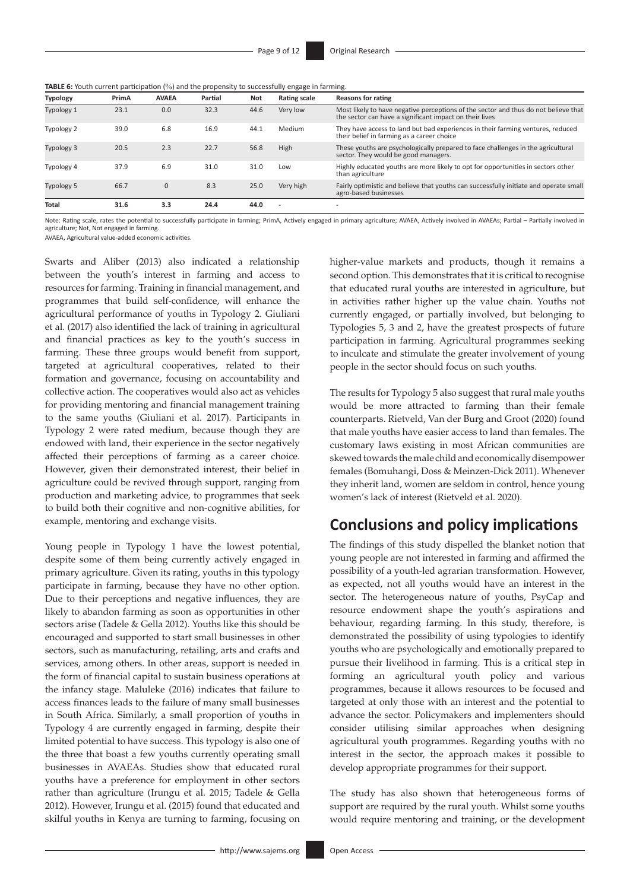**TABLE 6:** Youth current participation (%) and the propensity to successfully engage in farming.

| Typology | PrimA | AVAEA | Partial | Not | Rating scale | Reasons for rating |
|---|---|---|---|---|---|---|
| Typology 1 | 23.1 | 0.0 | 32.3 | 44.6 | Very low | Most likely to have negative perceptions of the sector and thus do not believe that the sector can have a significant impact on their lives |
| Typology 2 | 39.0 | 6.8 | 16.9 | 44.1 | Medium | They have access to land but bad experiences in their farming ventures, reduced their belief in farming as a career choice |
| Typology 3 | 20.5 | 2.3 | 22.7 | 56.8 | High | These youths are psychologically prepared to face challenges in the agricultural sector. They would be good managers. |
| Typology 4 | 37.9 | 6.9 | 31.0 | 31.0 | Low | Highly educated youths are more likely to opt for opportunities in sectors other than agriculture |
| Typology 5 | 66.7 | 0 | 8.3 | 25.0 | Very high | Fairly optimistic and believe that youths can successfully initiate and operate small agro-based businesses |
| **Total** | **31.6** | **3.3** | **24.4** | **44.0** | - | - |

Note: Rating scale, rates the potential to successfully participate in farming; PrimA, Actively engaged in primary agriculture; AVAEA, Actively involved in AVAEAs; Partial – Partially involved in agriculture; Not, Not engaged in farming.

AVAEA, Agricultural value-added economic activities.

Swarts and Aliber (2013) also indicated a relationship between the youth's interest in farming and access to resources for farming. Training in financial management, and programmes that build self-confidence, will enhance the agricultural performance of youths in Typology 2. Giuliani et al. (2017) also identified the lack of training in agricultural and financial practices as key to the youth's success in farming. These three groups would benefit from support, targeted at agricultural cooperatives, related to their formation and governance, focusing on accountability and collective action. The cooperatives would also act as vehicles for providing mentoring and financial management training to the same youths (Giuliani et al. 2017). Participants in Typology 2 were rated medium, because though they are endowed with land, their experience in the sector negatively affected their perceptions of farming as a career choice. However, given their demonstrated interest, their belief in agriculture could be revived through support, ranging from production and marketing advice, to programmes that seek to build both their cognitive and non-cognitive abilities, for example, mentoring and exchange visits.

Young people in Typology 1 have the lowest potential, despite some of them being currently actively engaged in primary agriculture. Given its rating, youths in this typology participate in farming, because they have no other option. Due to their perceptions and negative influences, they are likely to abandon farming as soon as opportunities in other sectors arise (Tadele & Gella 2012). Youths like this should be encouraged and supported to start small businesses in other sectors, such as manufacturing, retailing, arts and crafts and services, among others. In other areas, support is needed in the form of financial capital to sustain business operations at the infancy stage. Maluleke (2016) indicates that failure to access finances leads to the failure of many small businesses in South Africa. Similarly, a small proportion of youths in Typology 4 are currently engaged in farming, despite their limited potential to have success. This typology is also one of the three that boast a few youths currently operating small businesses in AVAEAs. Studies show that educated rural youths have a preference for employment in other sectors rather than agriculture (Irungu et al. 2015; Tadele & Gella 2012). However, Irungu et al. (2015) found that educated and skilful youths in Kenya are turning to farming, focusing on higher-value markets and products, though it remains a second option. This demonstrates that it is critical to recognise that educated rural youths are interested in agriculture, but in activities rather higher up the value chain. Youths not currently engaged, or partially involved, but belonging to Typologies 5, 3 and 2, have the greatest prospects of future participation in farming. Agricultural programmes seeking to inculcate and stimulate the greater involvement of young people in the sector should focus on such youths.

The results for Typology 5 also suggest that rural male youths would be more attracted to farming than their female counterparts. Rietveld, Van der Burg and Groot (2020) found that male youths have easier access to land than females. The customary laws existing in most African communities are skewed towards the male child and economically disempower females (Bomuhangi, Doss & Meinzen-Dick 2011). Whenever they inherit land, women are seldom in control, hence young women's lack of interest (Rietveld et al. 2020).

## Conclusions and policy implications

The findings of this study dispelled the blanket notion that young people are not interested in farming and affirmed the possibility of a youth-led agrarian transformation. However, as expected, not all youths would have an interest in the sector. The heterogeneous nature of youths, PsyCap and resource endowment shape the youth's aspirations and behaviour, regarding farming. In this study, therefore, is demonstrated the possibility of using typologies to identify youths who are psychologically and emotionally prepared to pursue their livelihood in farming. This is a critical step in forming an agricultural youth policy and various programmes, because it allows resources to be focused and targeted at only those with an interest and the potential to advance the sector. Policymakers and implementers should consider utilising similar approaches when designing agricultural youth programmes. Regarding youths with no interest in the sector, the approach makes it possible to develop appropriate programmes for their support.

The study has also shown that heterogeneous forms of support are required by the rural youth. Whilst some youths would require mentoring and training, or the development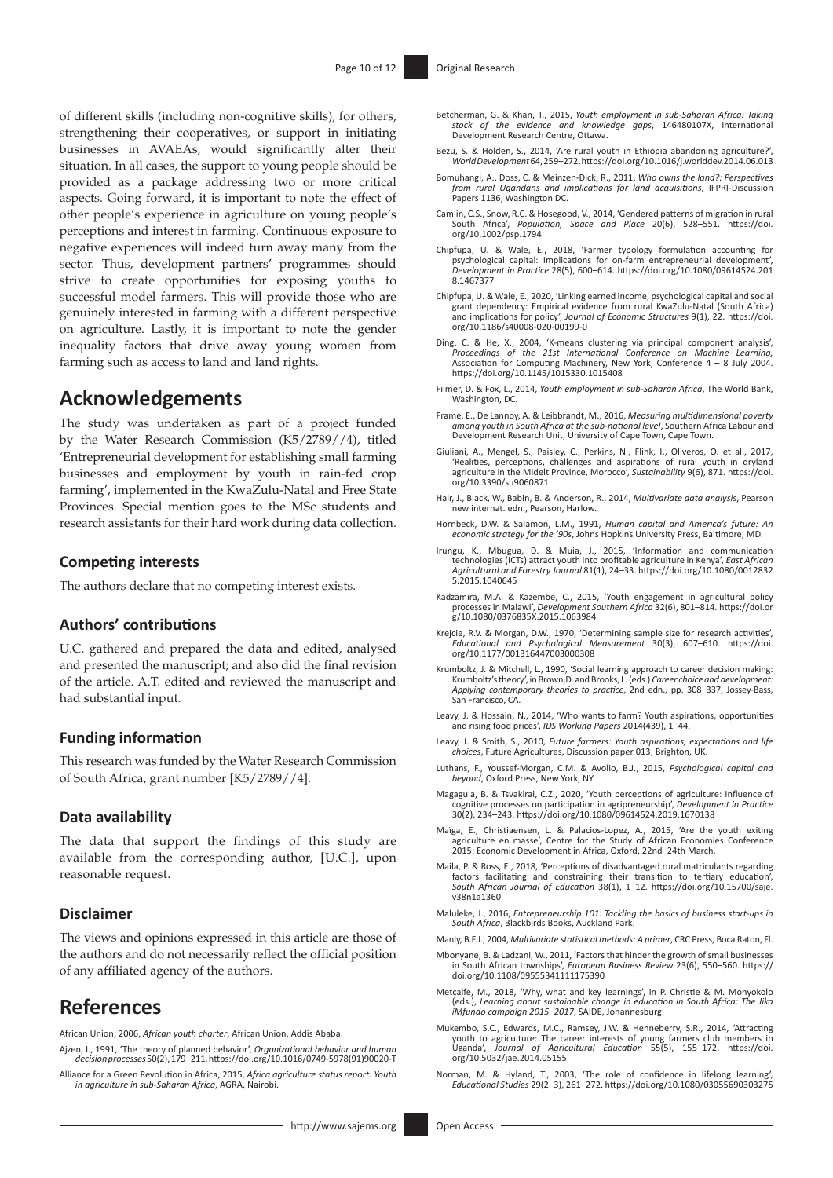of different skills (including non-cognitive skills), for others, strengthening their cooperatives, or support in initiating businesses in AVAEAs, would significantly alter their situation. In all cases, the support to young people should be provided as a package addressing two or more critical aspects. Going forward, it is important to note the effect of other people's experience in agriculture on young people's perceptions and interest in farming. Continuous exposure to negative experiences will indeed turn away many from the sector. Thus, development partners' programmes should strive to create opportunities for exposing youths to successful model farmers. This will provide those who are genuinely interested in farming with a different perspective on agriculture. Lastly, it is important to note the gender inequality factors that drive away young women from farming such as access to land and land rights.

## Acknowledgements

The study was undertaken as part of a project funded by the Water Research Commission (K5/2789//4), titled 'Entrepreneurial development for establishing small farming businesses and employment by youth in rain-fed crop farming', implemented in the KwaZulu-Natal and Free State Provinces. Special mention goes to the MSc students and research assistants for their hard work during data collection.

### Competing interests

The authors declare that no competing interest exists.

### Authors' contributions

U.C. gathered and prepared the data and edited, analysed and presented the manuscript; and also did the final revision of the article. A.T. edited and reviewed the manuscript and had substantial input.

### Funding information

This research was funded by the Water Research Commission of South Africa, grant number [K5/2789//4].

### Data availability

The data that support the findings of this study are available from the corresponding author, [U.C.], upon reasonable request.

### Disclaimer

The views and opinions expressed in this article are those of the authors and do not necessarily reflect the official position of any affiliated agency of the authors.

## References

African Union, 2006, *African youth charter*, African Union, Addis Ababa.

Ajzen, I., 1991, 'The theory of planned behavior', *Organizational behavior and human decision processes* 50(2), 179–211. https://doi.org/10.1016/0749-5978(91)90020-T

Alliance for a Green Revolution in Africa, 2015, *Africa agriculture status report: Youth in agriculture in sub-Saharan Africa*, AGRA, Nairobi.

Betcherman, G. & Khan, T., 2015, *Youth employment in sub-Saharan Africa: Taking stock of the evidence and knowledge gaps*, 146480107X, International Development Research Centre, Ottawa.

Bezu, S. & Holden, S., 2014, 'Are rural youth in Ethiopia abandoning agriculture?', *World Development* 64, 259–272. https://doi.org/10.1016/j.worlddev.2014.06.013

Bomuhangi, A., Doss, C. & Meinzen-Dick, R., 2011, *Who owns the land?: Perspectives from rural Ugandans and implications for land acquisitions*, IFPRI-Discussion Papers 1136, Washington DC.

Camlin, C.S., Snow, R.C. & Hosegood, V., 2014, 'Gendered patterns of migration in rural South Africa', *Population, Space and Place* 20(6), 528–551. https://doi.org/10.1002/psp.1794

Chipfupa, U. & Wale, E., 2018, 'Farmer typology formulation accounting for psychological capital: Implications for on-farm entrepreneurial development', *Development in Practice* 28(5), 600–614. https://doi.org/10.1080/09614524.2018.1467377

Chipfupa, U. & Wale, E., 2020, 'Linking earned income, psychological capital and social grant dependency: Empirical evidence from rural KwaZulu-Natal (South Africa) and implications for policy', *Journal of Economic Structures* 9(1), 22. https://doi.org/10.1186/s40008-020-00199-0

Ding, C. & He, X., 2004, 'K-means clustering via principal component analysis', *Proceedings of the 21st International Conference on Machine Learning*, Association for Computing Machinery, New York, Conference 4 – 8 July 2004. https://doi.org/10.1145/1015330.1015408

Filmer, D. & Fox, L., 2014, *Youth employment in sub-Saharan Africa*, The World Bank, Washington, DC.

Frame, E., De Lannoy, A. & Leibbrandt, M., 2016, *Measuring multidimensional poverty among youth in South Africa at the sub-national level*, Southern Africa Labour and Development Research Unit, University of Cape Town, Cape Town.

Giuliani, A., Mengel, S., Paisley, C., Perkins, N., Flink, I., Oliveros, O. et al., 2017, 'Realities, perceptions, challenges and aspirations of rural youth in dryland agriculture in the Midelt Province, Morocco', *Sustainability* 9(6), 871. https://doi.org/10.3390/su9060871

Hair, J., Black, W., Babin, B. & Anderson, R., 2014, *Multivariate data analysis*, Pearson new internat. edn., Pearson, Harlow.

Hornbeck, D.W. & Salamon, L.M., 1991, *Human capital and America's future: An economic strategy for the '90s*, Johns Hopkins University Press, Baltimore, MD.

Irungu, K., Mbugua, D. & Muia, J., 2015, 'Information and communication technologies (ICTs) attract youth into profitable agriculture in Kenya', *East African Agricultural and Forestry Journal* 81(1), 24–33. https://doi.org/10.1080/00128325.2015.1040645

Kadzamira, M.A. & Kazembe, C., 2015, 'Youth engagement in agricultural policy processes in Malawi', *Development Southern Africa* 32(6), 801–814. https://doi.org/10.1080/0376835X.2015.1063984

Krejcie, R.V. & Morgan, D.W., 1970, 'Determining sample size for research activities', *Educational and Psychological Measurement* 30(3), 607–610. https://doi.org/10.1177/001316447003000308

Krumboltz, J. & Mitchell, L., 1990, 'Social learning approach to career decision making: Krumboltz's theory', in Brown,D. and Brooks, L. (eds.) *Career choice and development: Applying contemporary theories to practice*, 2nd edn., pp. 308–337, Jossey-Bass, San Francisco, CA.

Leavy, J. & Hossain, N., 2014, 'Who wants to farm? Youth aspirations, opportunities and rising food prices', *IDS Working Papers* 2014(439), 1–44.

Leavy, J. & Smith, S., 2010, *Future farmers: Youth aspirations, expectations and life choices*, Future Agricultures, Discussion paper 013, Brighton, UK.

Luthans, F., Youssef-Morgan, C.M. & Avolio, B.J., 2015, *Psychological capital and beyond*, Oxford Press, New York, NY.

Magagula, B. & Tsvakirai, C.Z., 2020, 'Youth perceptions of agriculture: Influence of cognitive processes on participation in agripreneurship', *Development in Practice* 30(2), 234–243. https://doi.org/10.1080/09614524.2019.1670138

Maïga, E., Christiaensen, L. & Palacios-Lopez, A., 2015, 'Are the youth exiting agriculture en masse', Centre for the Study of African Economies Conference 2015: Economic Development in Africa, Oxford, 22nd–24th March.

Maila, P. & Ross, E., 2018, 'Perceptions of disadvantaged rural matriculants regarding factors facilitating and constraining their transition to tertiary education', *South African Journal of Education* 38(1), 1–12. https://doi.org/10.15700/saje.v38n1a1360

Maluleke, J., 2016, *Entrepreneurship 101: Tackling the basics of business start-ups in South Africa*, Blackbirds Books, Auckland Park.

Manly, B.F.J., 2004, *Multivariate statistical methods: A primer*, CRC Press, Boca Raton, Fl.

Mbonyane, B. & Ladzani, W., 2011, 'Factors that hinder the growth of small businesses in South African townships', *European Business Review* 23(6), 550–560. https://doi.org/10.1108/09555341111175390

Metcalfe, M., 2018, 'Why, what and key learnings', in P. Christie & M. Monyokolo (eds.), *Learning about sustainable change in education in South Africa: The Jika iMfundo campaign 2015–2017*, SAIDE, Johannesburg.

Mukembo, S.C., Edwards, M.C., Ramsey, J.W. & Henneberry, S.R., 2014, 'Attracting youth to agriculture: The career interests of young farmers club members in Uganda', *Journal of Agricultural Education* 55(5), 155–172. https://doi.org/10.5032/jae.2014.05155

Norman, M. & Hyland, T., 2003, 'The role of confidence in lifelong learning', *Educational Studies* 29(2–3), 261–272. https://doi.org/10.1080/03055690303275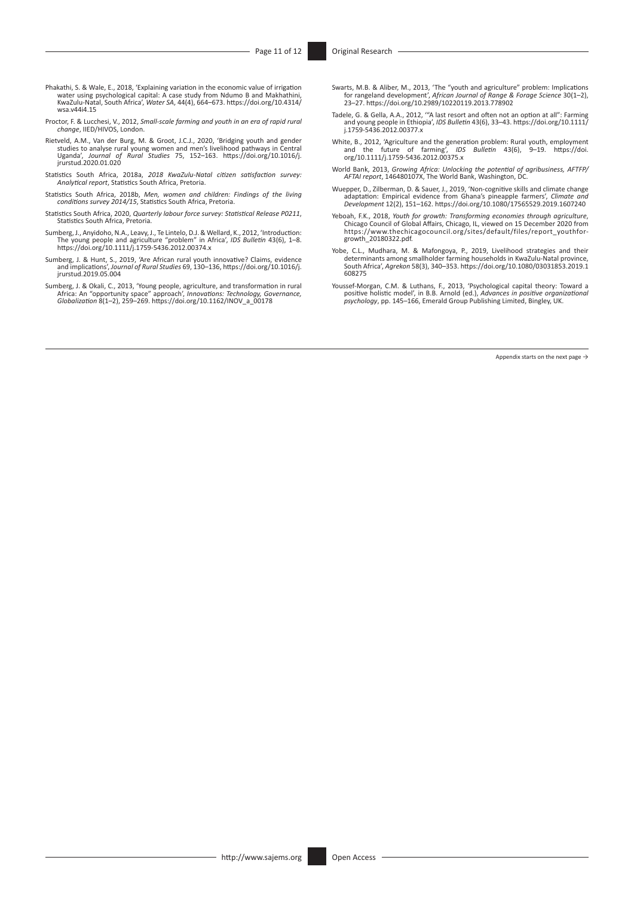Phakathi, S. & Wale, E., 2018, 'Explaining variation in the economic value of irrigation water using psychological capital: A case study from Ndumo B and Makhathini, KwaZulu-Natal, South Africa', *Water SA*, 44(4), 664–673. https://doi.org/10.4314/wsa.v44i4.15

Proctor, F. & Lucchesi, V., 2012, *Small-scale farming and youth in an era of rapid rural change*, IIED/HIVOS, London.

Rietveld, A.M., Van der Burg, M. & Groot, J.C.J., 2020, 'Bridging youth and gender studies to analyse rural young women and men's livelihood pathways in Central Uganda', *Journal of Rural Studies* 75, 152–163. https://doi.org/10.1016/j.jrurstud.2020.01.020

Statistics South Africa, 2018a, *2018 KwaZulu-Natal citizen satisfaction survey: Analytical report*, Statistics South Africa, Pretoria.

Statistics South Africa, 2018b, *Men, women and children: Findings of the living conditions survey 2014/15*, Statistics South Africa, Pretoria.

Statistics South Africa, 2020, *Quarterly labour force survey: Statistical Release P0211*, Statistics South Africa, Pretoria.

Sumberg, J., Anyidoho, N.A., Leavy, J., Te Lintelo, D.J. & Wellard, K., 2012, 'Introduction: The young people and agriculture "problem" in Africa', *IDS Bulletin* 43(6), 1–8. https://doi.org/10.1111/j.1759-5436.2012.00374.x

Sumberg, J. & Hunt, S., 2019, 'Are African rural youth innovative? Claims, evidence and implications', *Journal of Rural Studies* 69, 130–136, https://doi.org/10.1016/j.jrurstud.2019.05.004

Sumberg, J. & Okali, C., 2013, 'Young people, agriculture, and transformation in rural Africa: An "opportunity space" approach', *Innovations: Technology, Governance, Globalization* 8(1–2), 259–269. https://doi.org/10.1162/INOV_a_00178

Swarts, M.B. & Aliber, M., 2013, 'The "youth and agriculture" problem: Implications for rangeland development', *African Journal of Range & Forage Science* 30(1–2), 23–27. https://doi.org/10.2989/10220119.2013.778902

Tadele, G. & Gella, A.A., 2012, '"A last resort and often not an option at all": Farming and young people in Ethiopia', *IDS Bulletin* 43(6), 33–43. https://doi.org/10.1111/j.1759-5436.2012.00377.x

White, B., 2012, 'Agriculture and the generation problem: Rural youth, employment and the future of farming', *IDS Bulletin* 43(6), 9–19. https://doi.org/10.1111/j.1759-5436.2012.00375.x

World Bank, 2013, *Growing Africa: Unlocking the potential of agribusiness, AFTFP/AFTAI report*, 146480107X, The World Bank, Washington, DC.

Wuepper, D., Zilberman, D. & Sauer, J., 2019, 'Non-cognitive skills and climate change adaptation: Empirical evidence from Ghana's pineapple farmers', *Climate and Development* 12(2), 151–162. https://doi.org/10.1080/17565529.2019.1607240

Yeboah, F.K., 2018, *Youth for growth: Transforming economies through agriculture*, Chicago Council of Global Affairs, Chicago, IL, viewed on 15 December 2020 from https://www.thechicagocouncil.org/sites/default/files/report_youthfor-growth_20180322.pdf.

Yobe, C.L., Mudhara, M. & Mafongoya, P., 2019, Livelihood strategies and their determinants among smallholder farming households in KwaZulu-Natal province, South Africa', *Agrekon* 58(3), 340–353. https://doi.org/10.1080/03031853.2019.1608275

Youssef-Morgan, C.M. & Luthans, F., 2013, 'Psychological capital theory: Toward a positive holistic model', in B.B. Arnold (ed.), *Advances in positive organizational psychology*, pp. 145–166, Emerald Group Publishing Limited, Bingley, UK.

Appendix starts on the next page →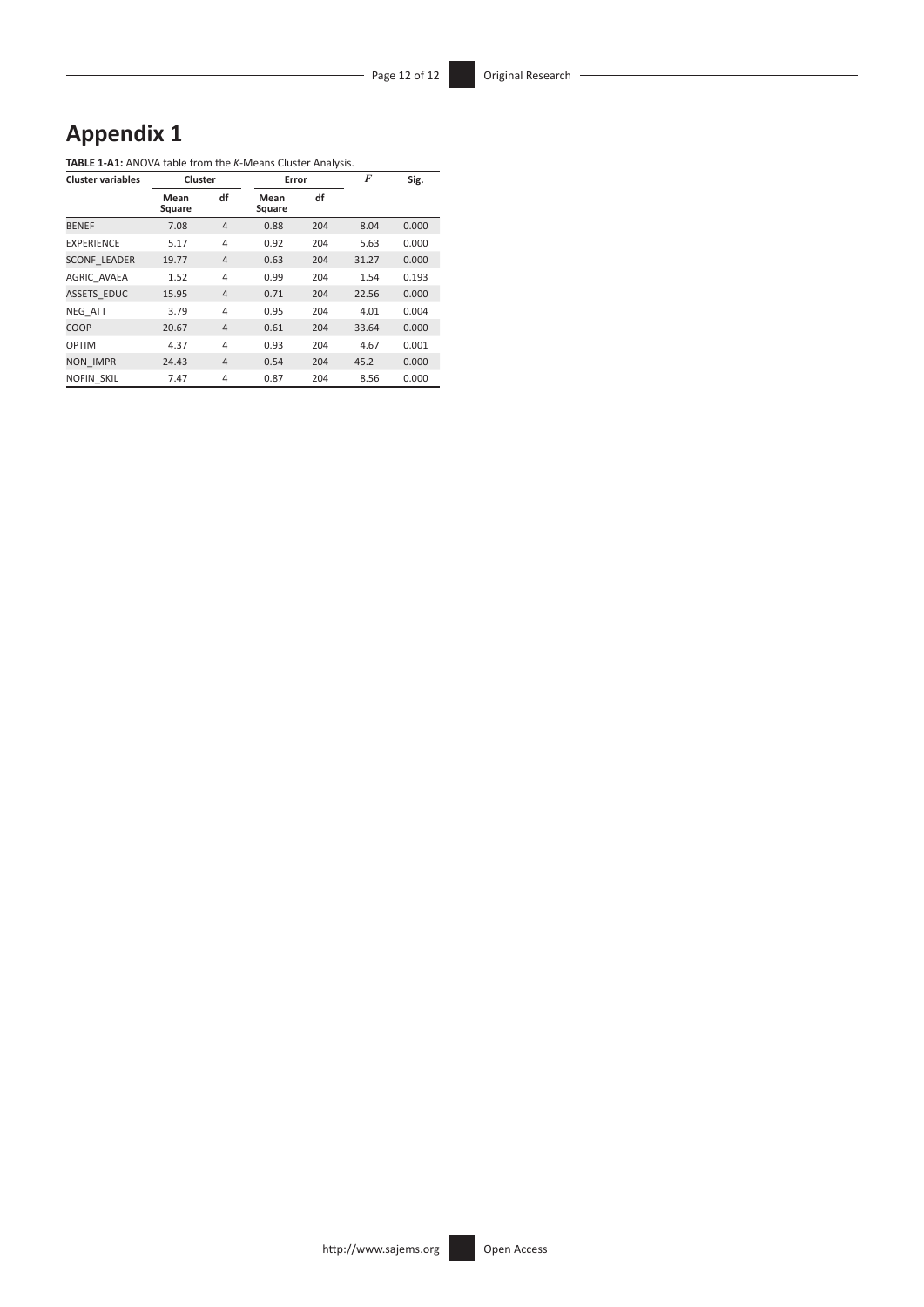# Appendix 1

**TABLE 1-A1:** ANOVA table from the *K*-Means Cluster Analysis.

| Cluster variables | Cluster | | Error | | *F* | Sig. |
|---|---|---|---|---|---|---|
| | Mean Square | df | Mean Square | df | | |
| BENEF | 7.08 | 4 | 0.88 | 204 | 8.04 | 0.000 |
| EXPERIENCE | 5.17 | 4 | 0.92 | 204 | 5.63 | 0.000 |
| SCONF_LEADER | 19.77 | 4 | 0.63 | 204 | 31.27 | 0.000 |
| AGRIC_AVAEA | 1.52 | 4 | 0.99 | 204 | 1.54 | 0.193 |
| ASSETS_EDUC | 15.95 | 4 | 0.71 | 204 | 22.56 | 0.000 |
| NEG_ATT | 3.79 | 4 | 0.95 | 204 | 4.01 | 0.004 |
| COOP | 20.67 | 4 | 0.61 | 204 | 33.64 | 0.000 |
| OPTIM | 4.37 | 4 | 0.93 | 204 | 4.67 | 0.001 |
| NON_IMPR | 24.43 | 4 | 0.54 | 204 | 45.2 | 0.000 |
| NOFIN_SKIL | 7.47 | 4 | 0.87 | 204 | 8.56 | 0.000 |